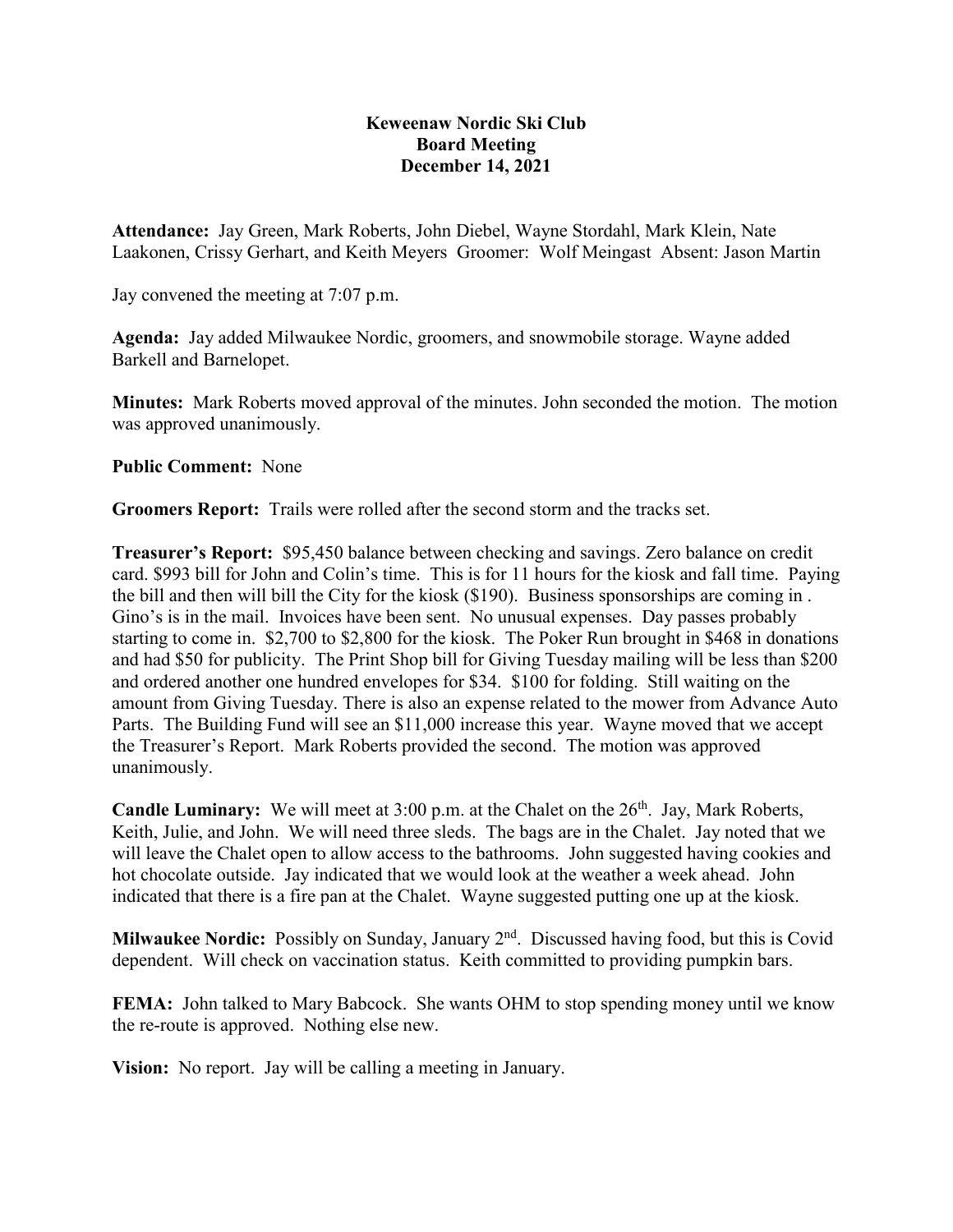# Keweenaw Nordic Ski Club
## Board Meeting
## December 14, 2021

**Attendance:** Jay Green, Mark Roberts, John Diebel, Wayne Stordahl, Mark Klein, Nate Laakonen, Crissy Gerhart, and Keith Meyers Groomer: Wolf Meingast Absent: Jason Martin

Jay convened the meeting at 7:07 p.m.

**Agenda:** Jay added Milwaukee Nordic, groomers, and snowmobile storage. Wayne added Barkell and Barnelopet.

**Minutes:** Mark Roberts moved approval of the minutes. John seconded the motion. The motion was approved unanimously.

**Public Comment:** None

**Groomers Report:** Trails were rolled after the second storm and the tracks set.

**Treasurer's Report:** \$95,450 balance between checking and savings. Zero balance on credit card. \$993 bill for John and Colin's time. This is for 11 hours for the kiosk and fall time. Paying the bill and then will bill the City for the kiosk (\$190). Business sponsorships are coming in . Gino's is in the mail. Invoices have been sent. No unusual expenses. Day passes probably starting to come in. \$2,700 to \$2,800 for the kiosk. The Poker Run brought in \$468 in donations and had \$50 for publicity. The Print Shop bill for Giving Tuesday mailing will be less than \$200 and ordered another one hundred envelopes for \$34. \$100 for folding. Still waiting on the amount from Giving Tuesday. There is also an expense related to the mower from Advance Auto Parts. The Building Fund will see an \$11,000 increase this year. Wayne moved that we accept the Treasurer's Report. Mark Roberts provided the second. The motion was approved unanimously.

**Candle Luminary:** We will meet at 3:00 p.m. at the Chalet on the 26th. Jay, Mark Roberts, Keith, Julie, and John. We will need three sleds. The bags are in the Chalet. Jay noted that we will leave the Chalet open to allow access to the bathrooms. John suggested having cookies and hot chocolate outside. Jay indicated that we would look at the weather a week ahead. John indicated that there is a fire pan at the Chalet. Wayne suggested putting one up at the kiosk.

**Milwaukee Nordic:** Possibly on Sunday, January 2nd. Discussed having food, but this is Covid dependent. Will check on vaccination status. Keith committed to providing pumpkin bars.

**FEMA:** John talked to Mary Babcock. She wants OHM to stop spending money until we know the re-route is approved. Nothing else new.

**Vision:** No report. Jay will be calling a meeting in January.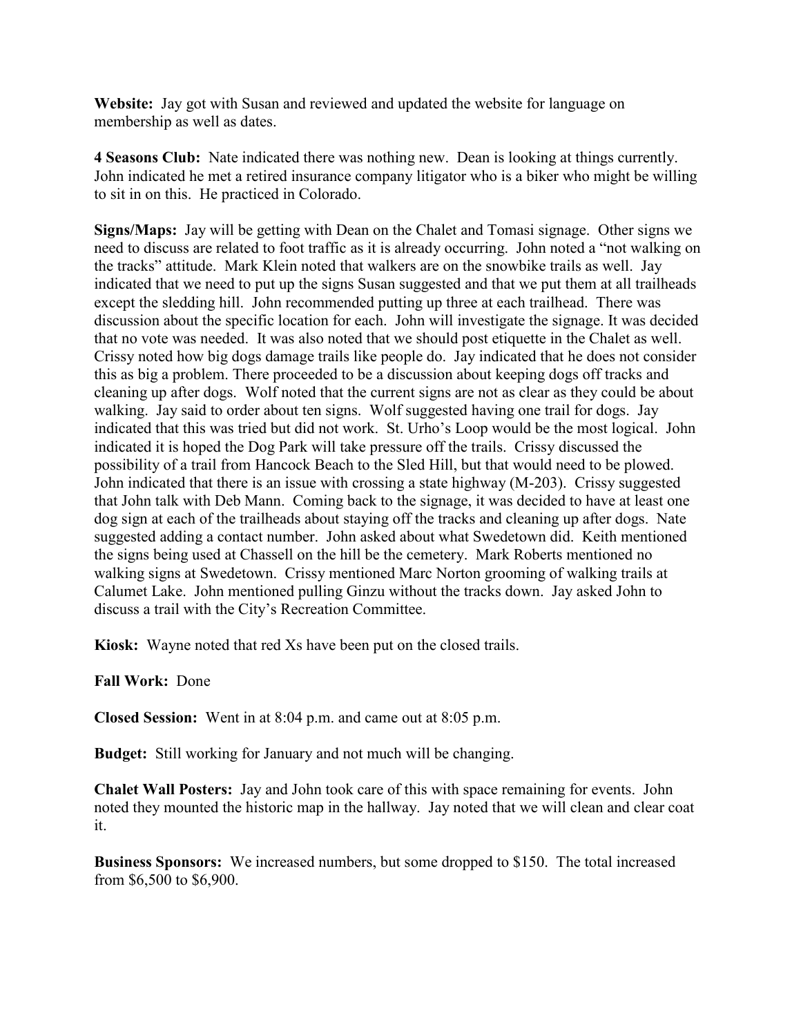**Website:** Jay got with Susan and reviewed and updated the website for language on membership as well as dates.

**4 Seasons Club:** Nate indicated there was nothing new. Dean is looking at things currently. John indicated he met a retired insurance company litigator who is a biker who might be willing to sit in on this. He practiced in Colorado.

**Signs/Maps:** Jay will be getting with Dean on the Chalet and Tomasi signage. Other signs we need to discuss are related to foot traffic as it is already occurring. John noted a "not walking on the tracks" attitude. Mark Klein noted that walkers are on the snowbike trails as well. Jay indicated that we need to put up the signs Susan suggested and that we put them at all trailheads except the sledding hill. John recommended putting up three at each trailhead. There was discussion about the specific location for each. John will investigate the signage. It was decided that no vote was needed. It was also noted that we should post etiquette in the Chalet as well. Crissy noted how big dogs damage trails like people do. Jay indicated that he does not consider this as big a problem. There proceeded to be a discussion about keeping dogs off tracks and cleaning up after dogs. Wolf noted that the current signs are not as clear as they could be about walking. Jay said to order about ten signs. Wolf suggested having one trail for dogs. Jay indicated that this was tried but did not work. St. Urho's Loop would be the most logical. John indicated it is hoped the Dog Park will take pressure off the trails. Crissy discussed the possibility of a trail from Hancock Beach to the Sled Hill, but that would need to be plowed. John indicated that there is an issue with crossing a state highway (M-203). Crissy suggested that John talk with Deb Mann. Coming back to the signage, it was decided to have at least one dog sign at each of the trailheads about staying off the tracks and cleaning up after dogs. Nate suggested adding a contact number. John asked about what Swedetown did. Keith mentioned the signs being used at Chassell on the hill be the cemetery. Mark Roberts mentioned no walking signs at Swedetown. Crissy mentioned Marc Norton grooming of walking trails at Calumet Lake. John mentioned pulling Ginzu without the tracks down. Jay asked John to discuss a trail with the City's Recreation Committee.

**Kiosk:** Wayne noted that red Xs have been put on the closed trails.

**Fall Work:** Done

**Closed Session:** Went in at 8:04 p.m. and came out at 8:05 p.m.

**Budget:** Still working for January and not much will be changing.

**Chalet Wall Posters:** Jay and John took care of this with space remaining for events. John noted they mounted the historic map in the hallway. Jay noted that we will clean and clear coat it.

**Business Sponsors:** We increased numbers, but some dropped to $150. The total increased from $6,500 to $6,900.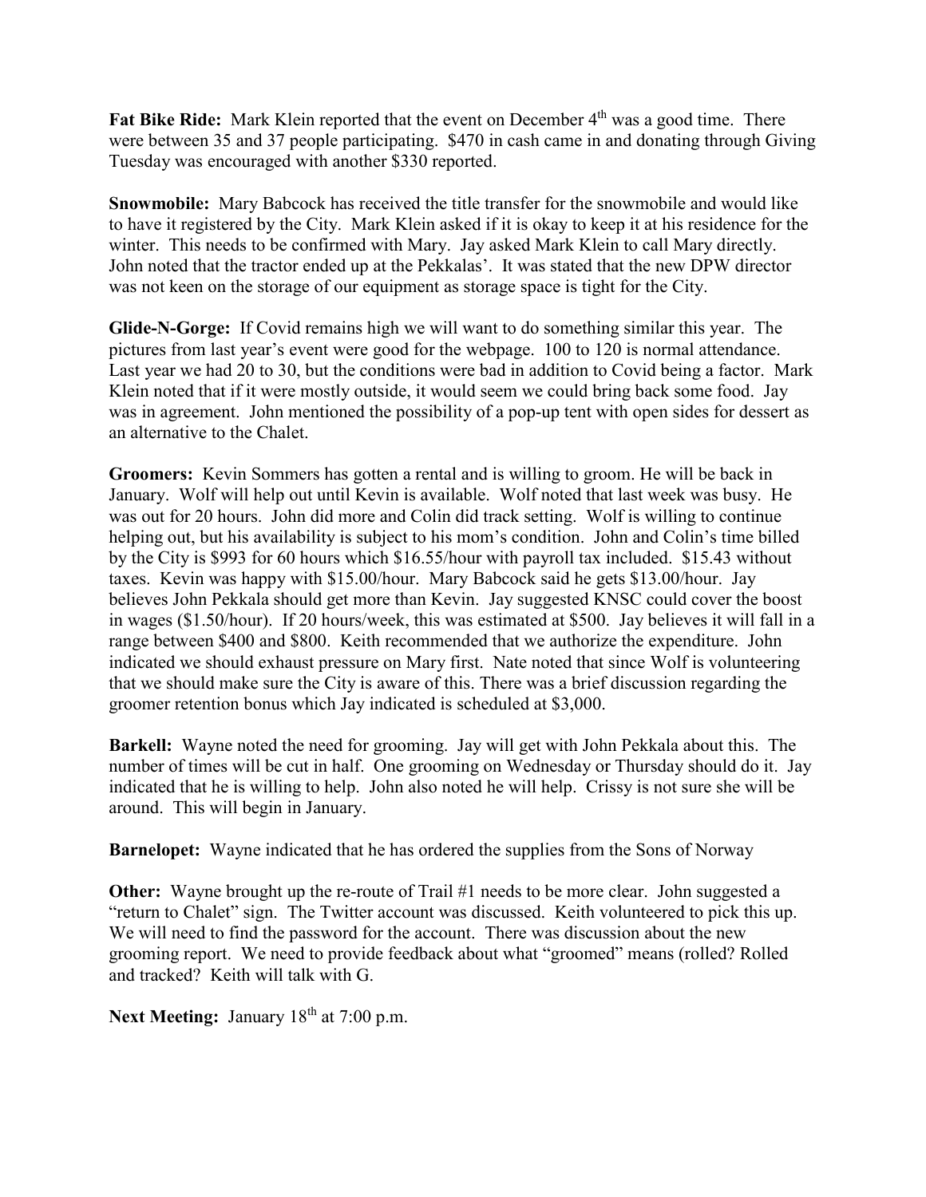**Fat Bike Ride:** Mark Klein reported that the event on December 4th was a good time. There were between 35 and 37 people participating. $470 in cash came in and donating through Giving Tuesday was encouraged with another $330 reported.

**Snowmobile:** Mary Babcock has received the title transfer for the snowmobile and would like to have it registered by the City. Mark Klein asked if it is okay to keep it at his residence for the winter. This needs to be confirmed with Mary. Jay asked Mark Klein to call Mary directly. John noted that the tractor ended up at the Pekkalas'. It was stated that the new DPW director was not keen on the storage of our equipment as storage space is tight for the City.

**Glide-N-Gorge:** If Covid remains high we will want to do something similar this year. The pictures from last year's event were good for the webpage. 100 to 120 is normal attendance. Last year we had 20 to 30, but the conditions were bad in addition to Covid being a factor. Mark Klein noted that if it were mostly outside, it would seem we could bring back some food. Jay was in agreement. John mentioned the possibility of a pop-up tent with open sides for dessert as an alternative to the Chalet.

**Groomers:** Kevin Sommers has gotten a rental and is willing to groom. He will be back in January. Wolf will help out until Kevin is available. Wolf noted that last week was busy. He was out for 20 hours. John did more and Colin did track setting. Wolf is willing to continue helping out, but his availability is subject to his mom's condition. John and Colin's time billed by the City is $993 for 60 hours which $16.55/hour with payroll tax included. $15.43 without taxes. Kevin was happy with $15.00/hour. Mary Babcock said he gets $13.00/hour. Jay believes John Pekkala should get more than Kevin. Jay suggested KNSC could cover the boost in wages ($1.50/hour). If 20 hours/week, this was estimated at $500. Jay believes it will fall in a range between $400 and $800. Keith recommended that we authorize the expenditure. John indicated we should exhaust pressure on Mary first. Nate noted that since Wolf is volunteering that we should make sure the City is aware of this. There was a brief discussion regarding the groomer retention bonus which Jay indicated is scheduled at $3,000.

**Barkell:** Wayne noted the need for grooming. Jay will get with John Pekkala about this. The number of times will be cut in half. One grooming on Wednesday or Thursday should do it. Jay indicated that he is willing to help. John also noted he will help. Crissy is not sure she will be around. This will begin in January.

**Barnelopet:** Wayne indicated that he has ordered the supplies from the Sons of Norway

**Other:** Wayne brought up the re-route of Trail #1 needs to be more clear. John suggested a "return to Chalet" sign. The Twitter account was discussed. Keith volunteered to pick this up. We will need to find the password for the account. There was discussion about the new grooming report. We need to provide feedback about what "groomed" means (rolled? Rolled and tracked? Keith will talk with G.

**Next Meeting:** January 18th at 7:00 p.m.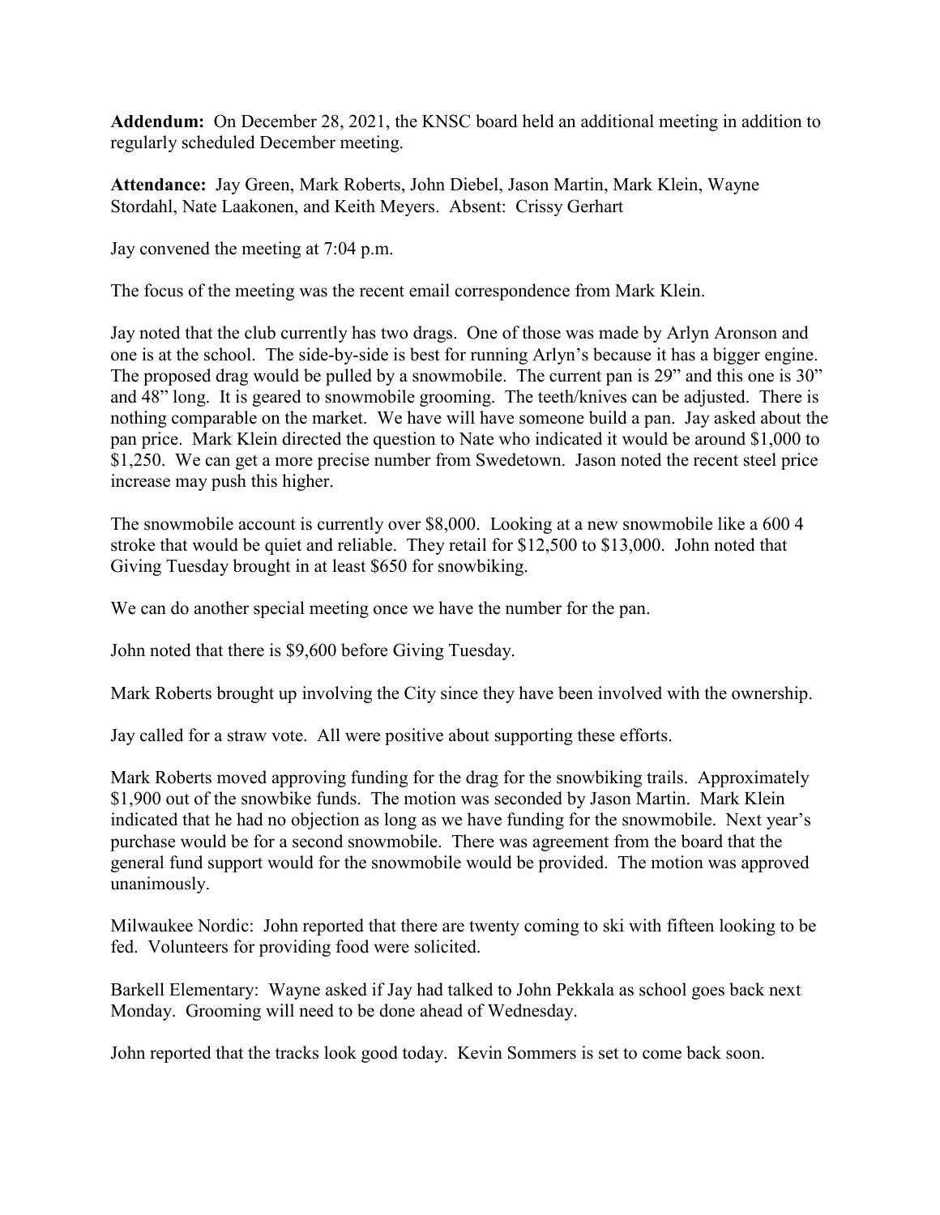**Addendum:** On December 28, 2021, the KNSC board held an additional meeting in addition to regularly scheduled December meeting.

**Attendance:** Jay Green, Mark Roberts, John Diebel, Jason Martin, Mark Klein, Wayne Stordahl, Nate Laakonen, and Keith Meyers. Absent: Crissy Gerhart

Jay convened the meeting at 7:04 p.m.

The focus of the meeting was the recent email correspondence from Mark Klein.

Jay noted that the club currently has two drags. One of those was made by Arlyn Aronson and one is at the school. The side-by-side is best for running Arlyn's because it has a bigger engine. The proposed drag would be pulled by a snowmobile. The current pan is 29" and this one is 30" and 48" long. It is geared to snowmobile grooming. The teeth/knives can be adjusted. There is nothing comparable on the market. We have will have someone build a pan. Jay asked about the pan price. Mark Klein directed the question to Nate who indicated it would be around $1,000 to $1,250. We can get a more precise number from Swedetown. Jason noted the recent steel price increase may push this higher.

The snowmobile account is currently over $8,000. Looking at a new snowmobile like a 600 4 stroke that would be quiet and reliable. They retail for $12,500 to $13,000. John noted that Giving Tuesday brought in at least $650 for snowbiking.

We can do another special meeting once we have the number for the pan.

John noted that there is $9,600 before Giving Tuesday.

Mark Roberts brought up involving the City since they have been involved with the ownership.

Jay called for a straw vote. All were positive about supporting these efforts.

Mark Roberts moved approving funding for the drag for the snowbiking trails. Approximately $1,900 out of the snowbike funds. The motion was seconded by Jason Martin. Mark Klein indicated that he had no objection as long as we have funding for the snowmobile. Next year's purchase would be for a second snowmobile. There was agreement from the board that the general fund support would for the snowmobile would be provided. The motion was approved unanimously.

Milwaukee Nordic: John reported that there are twenty coming to ski with fifteen looking to be fed. Volunteers for providing food were solicited.

Barkell Elementary: Wayne asked if Jay had talked to John Pekkala as school goes back next Monday. Grooming will need to be done ahead of Wednesday.

John reported that the tracks look good today. Kevin Sommers is set to come back soon.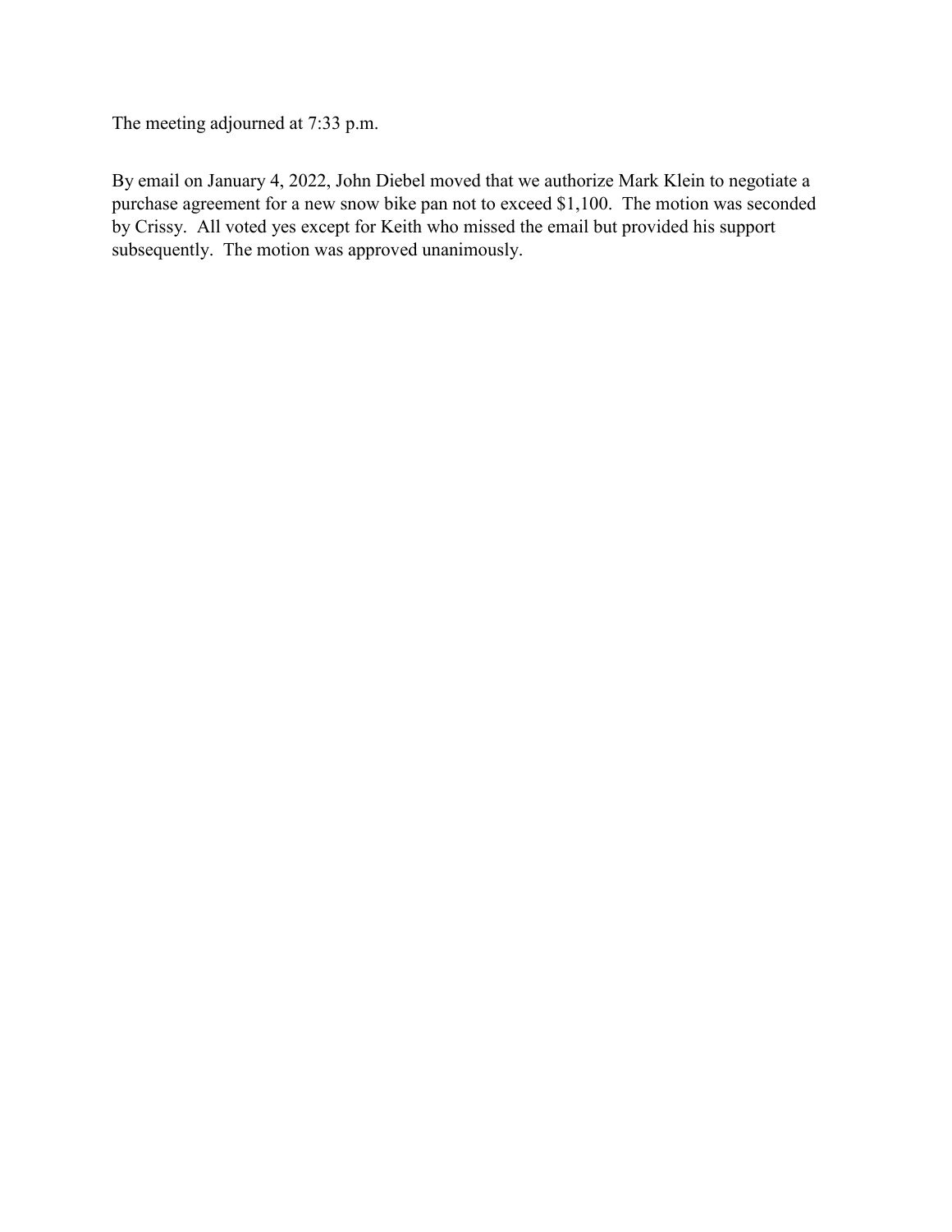The meeting adjourned at 7:33 p.m.

By email on January 4, 2022, John Diebel moved that we authorize Mark Klein to negotiate a purchase agreement for a new snow bike pan not to exceed $1,100. The motion was seconded by Crissy. All voted yes except for Keith who missed the email but provided his support subsequently. The motion was approved unanimously.